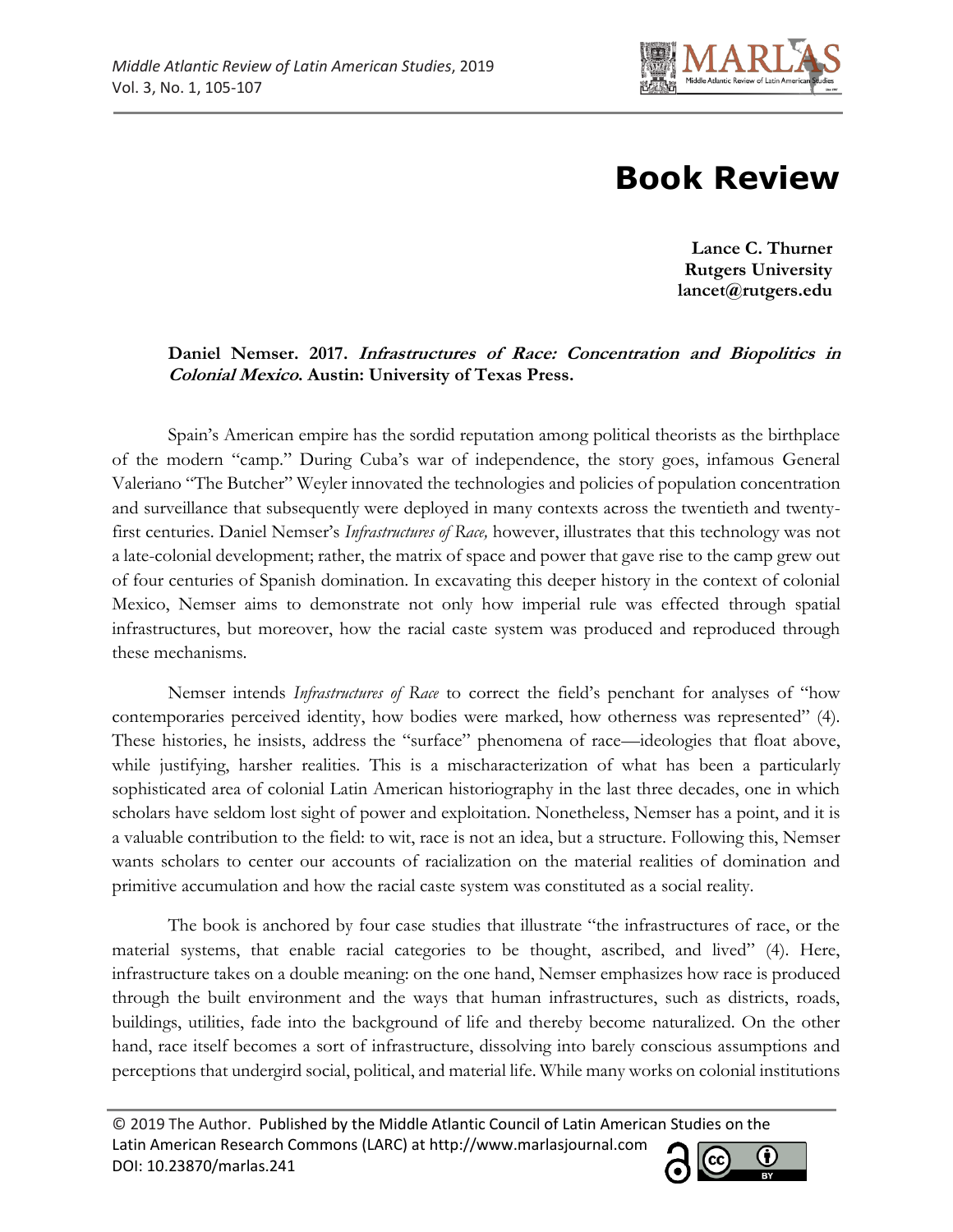# Book Review

**Lance C. Thurner**
**Rutgers University**
**lancet@rutgers.edu**

**Daniel Nemser. 2017. *Infrastructures of Race: Concentration and Biopolitics in Colonial Mexico*. Austin: University of Texas Press.**

Spain's American empire has the sordid reputation among political theorists as the birthplace of the modern "camp." During Cuba's war of independence, the story goes, infamous General Valeriano "The Butcher" Weyler innovated the technologies and policies of population concentration and surveillance that subsequently were deployed in many contexts across the twentieth and twenty-first centuries. Daniel Nemser's *Infrastructures of Race,* however, illustrates that this technology was not a late-colonial development; rather, the matrix of space and power that gave rise to the camp grew out of four centuries of Spanish domination. In excavating this deeper history in the context of colonial Mexico, Nemser aims to demonstrate not only how imperial rule was effected through spatial infrastructures, but moreover, how the racial caste system was produced and reproduced through these mechanisms.

Nemser intends *Infrastructures of Race* to correct the field's penchant for analyses of "how contemporaries perceived identity, how bodies were marked, how otherness was represented" (4). These histories, he insists, address the "surface" phenomena of race—ideologies that float above, while justifying, harsher realities. This is a mischaracterization of what has been a particularly sophisticated area of colonial Latin American historiography in the last three decades, one in which scholars have seldom lost sight of power and exploitation. Nonetheless, Nemser has a point, and it is a valuable contribution to the field: to wit, race is not an idea, but a structure. Following this, Nemser wants scholars to center our accounts of racialization on the material realities of domination and primitive accumulation and how the racial caste system was constituted as a social reality.

The book is anchored by four case studies that illustrate "the infrastructures of race, or the material systems, that enable racial categories to be thought, ascribed, and lived" (4). Here, infrastructure takes on a double meaning: on the one hand, Nemser emphasizes how race is produced through the built environment and the ways that human infrastructures, such as districts, roads, buildings, utilities, fade into the background of life and thereby become naturalized. On the other hand, race itself becomes a sort of infrastructure, dissolving into barely conscious assumptions and perceptions that undergird social, political, and material life. While many works on colonial institutions

© 2019 The Author. Published by the Middle Atlantic Council of Latin American Studies on the Latin American Research Commons (LARC) at http://www.marlasjournal.com
DOI: 10.23870/marlas.241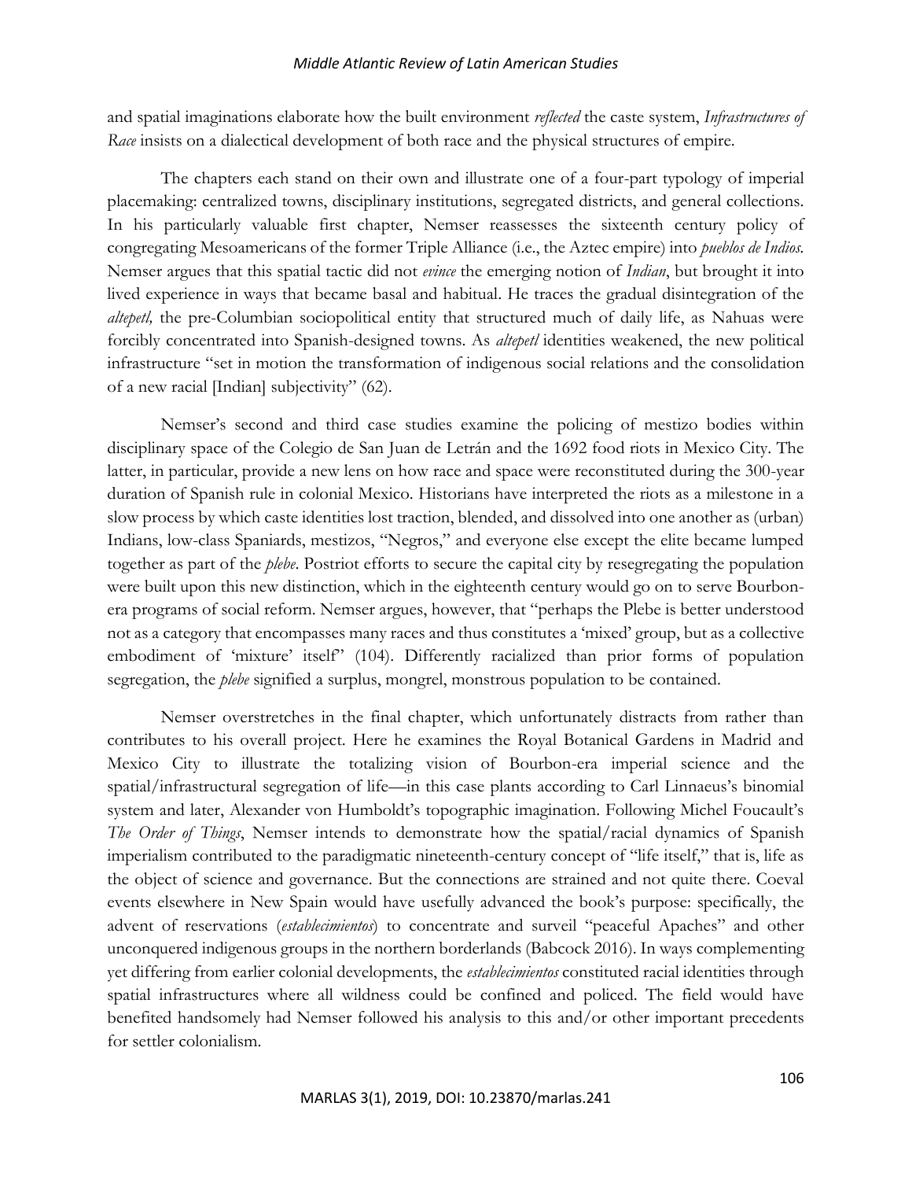and spatial imaginations elaborate how the built environment *reflected* the caste system, *Infrastructures of Race* insists on a dialectical development of both race and the physical structures of empire.

The chapters each stand on their own and illustrate one of a four-part typology of imperial placemaking: centralized towns, disciplinary institutions, segregated districts, and general collections. In his particularly valuable first chapter, Nemser reassesses the sixteenth century policy of congregating Mesoamericans of the former Triple Alliance (i.e., the Aztec empire) into *pueblos de Indios*. Nemser argues that this spatial tactic did not *evince* the emerging notion of *Indian*, but brought it into lived experience in ways that became basal and habitual. He traces the gradual disintegration of the *altepetl,* the pre-Columbian sociopolitical entity that structured much of daily life, as Nahuas were forcibly concentrated into Spanish-designed towns. As *altepetl* identities weakened, the new political infrastructure "set in motion the transformation of indigenous social relations and the consolidation of a new racial [Indian] subjectivity" (62).

Nemser's second and third case studies examine the policing of mestizo bodies within disciplinary space of the Colegio de San Juan de Letrán and the 1692 food riots in Mexico City. The latter, in particular, provide a new lens on how race and space were reconstituted during the 300-year duration of Spanish rule in colonial Mexico. Historians have interpreted the riots as a milestone in a slow process by which caste identities lost traction, blended, and dissolved into one another as (urban) Indians, low-class Spaniards, mestizos, "Negros," and everyone else except the elite became lumped together as part of the *plebe*. Postriot efforts to secure the capital city by resegregating the population were built upon this new distinction, which in the eighteenth century would go on to serve Bourbon-era programs of social reform. Nemser argues, however, that "perhaps the Plebe is better understood not as a category that encompasses many races and thus constitutes a 'mixed' group, but as a collective embodiment of 'mixture' itself" (104). Differently racialized than prior forms of population segregation, the *plebe* signified a surplus, mongrel, monstrous population to be contained.

Nemser overstretches in the final chapter, which unfortunately distracts from rather than contributes to his overall project. Here he examines the Royal Botanical Gardens in Madrid and Mexico City to illustrate the totalizing vision of Bourbon-era imperial science and the spatial/infrastructural segregation of life—in this case plants according to Carl Linnaeus's binomial system and later, Alexander von Humboldt's topographic imagination. Following Michel Foucault's *The Order of Things*, Nemser intends to demonstrate how the spatial/racial dynamics of Spanish imperialism contributed to the paradigmatic nineteenth-century concept of "life itself," that is, life as the object of science and governance. But the connections are strained and not quite there. Coeval events elsewhere in New Spain would have usefully advanced the book's purpose: specifically, the advent of reservations (*establecimientos*) to concentrate and surveil "peaceful Apaches" and other unconquered indigenous groups in the northern borderlands (Babcock 2016). In ways complementing yet differing from earlier colonial developments, the *establecimientos* constituted racial identities through spatial infrastructures where all wildness could be confined and policed. The field would have benefited handsomely had Nemser followed his analysis to this and/or other important precedents for settler colonialism.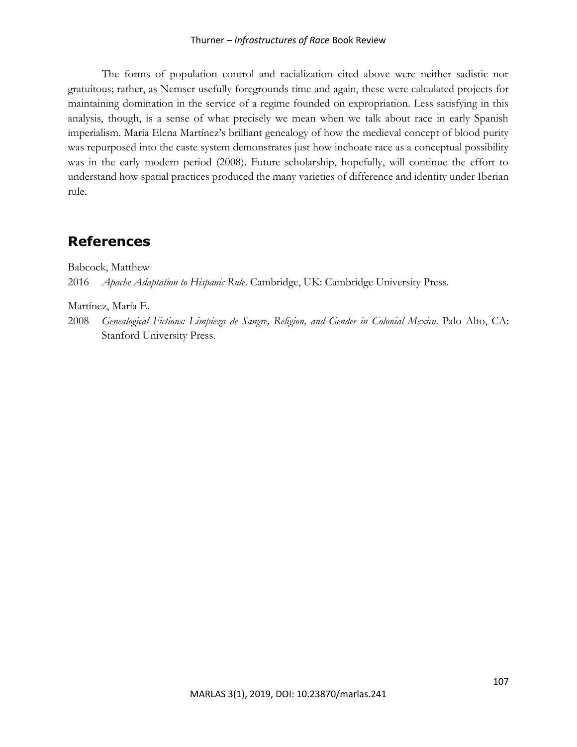The forms of population control and racialization cited above were neither sadistic nor gratuitous; rather, as Nemser usefully foregrounds time and again, these were calculated projects for maintaining domination in the service of a regime founded on expropriation. Less satisfying in this analysis, though, is a sense of what precisely we mean when we talk about race in early Spanish imperialism. María Elena Martínez's brilliant genealogy of how the medieval concept of blood purity was repurposed into the caste system demonstrates just how inchoate race as a conceptual possibility was in the early modern period (2008). Future scholarship, hopefully, will continue the effort to understand how spatial practices produced the many varieties of difference and identity under Iberian rule.

## References

Babcock, Matthew

2016 *Apache Adaptation to Hispanic Rule*. Cambridge, UK: Cambridge University Press.

Martínez, María E.

2008 *Genealogical Fictions: Limpieza de Sangre, Religion, and Gender in Colonial Mexico*. Palo Alto, CA: Stanford University Press.